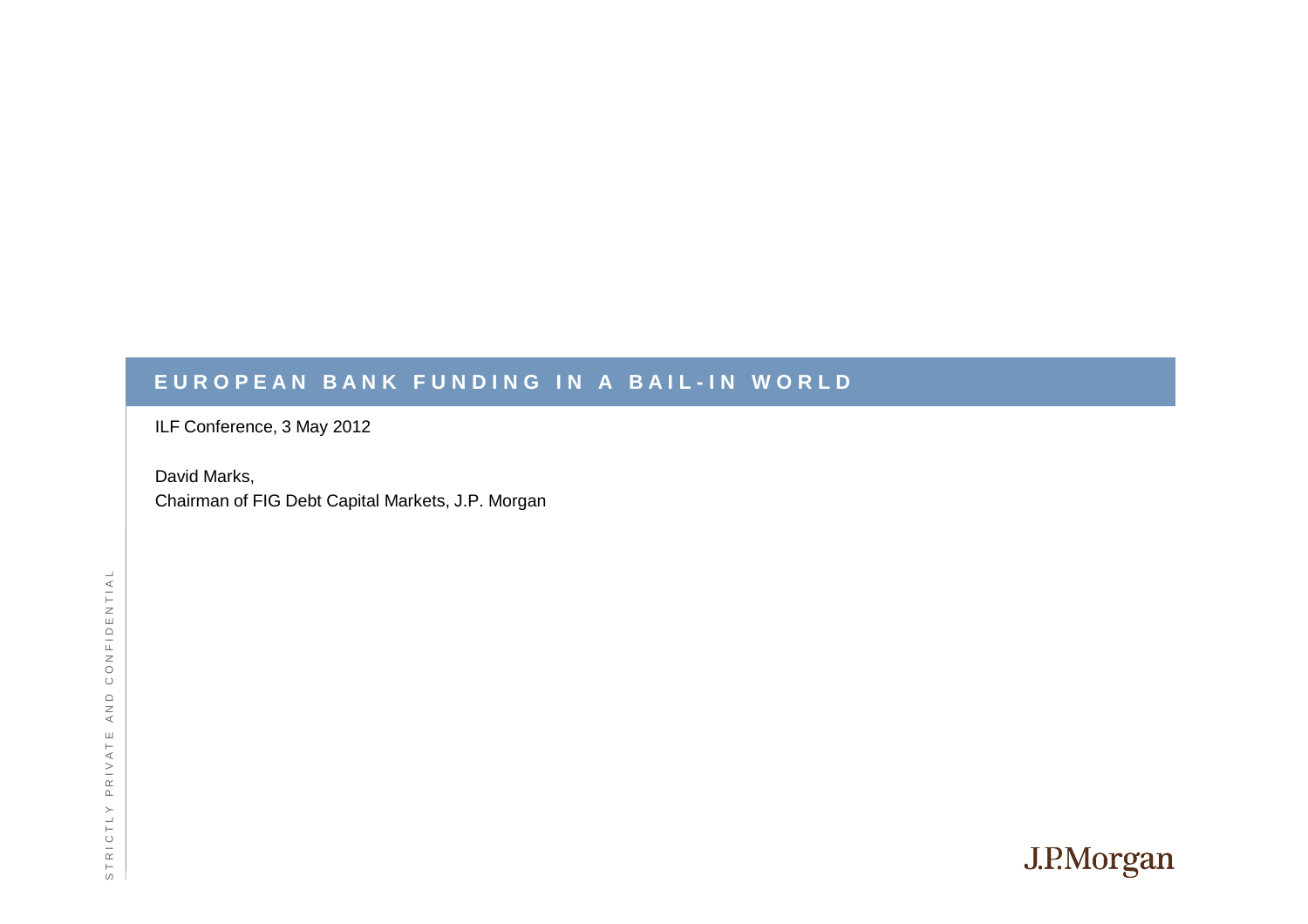# EUROPEAN BANK FUNDING IN A BAIL-IN WORLD

ILF Conference, 3 May 2012

David Marks,
Chairman of FIG Debt Capital Markets, J.P. Morgan

STRICTLY PRIVATE AND CONFIDENTIAL

J.P.Morgan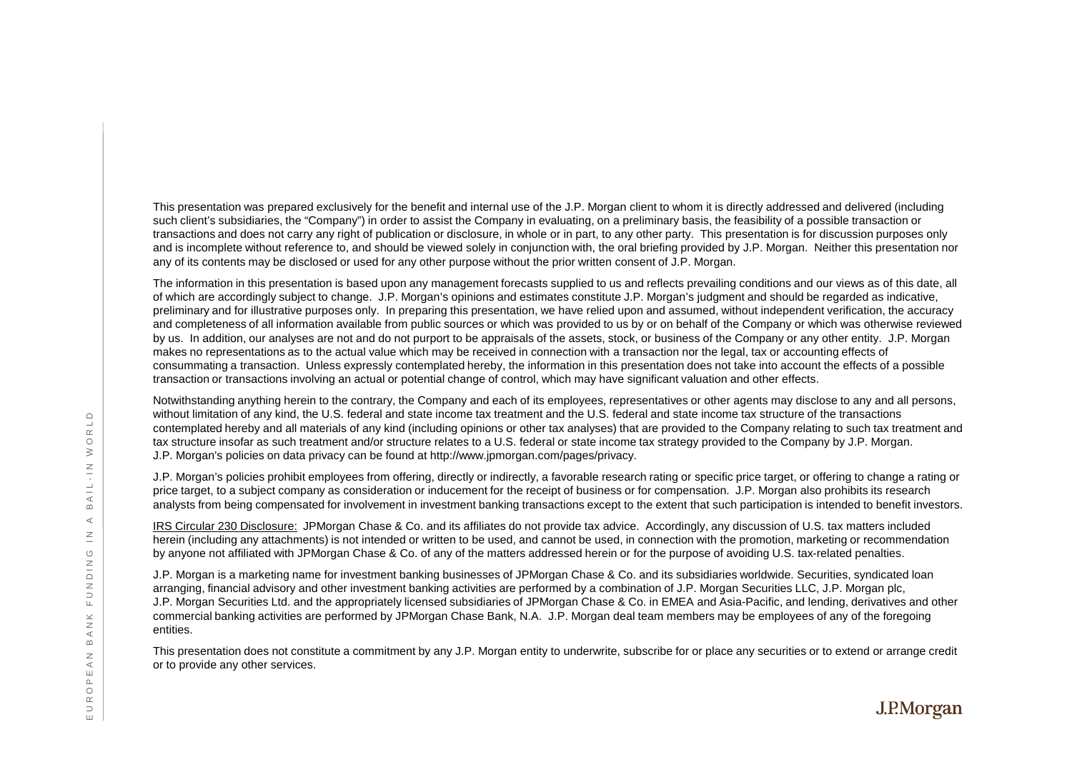This presentation was prepared exclusively for the benefit and internal use of the J.P. Morgan client to whom it is directly addressed and delivered (including such client's subsidiaries, the "Company") in order to assist the Company in evaluating, on a preliminary basis, the feasibility of a possible transaction or transactions and does not carry any right of publication or disclosure, in whole or in part, to any other party. This presentation is for discussion purposes only and is incomplete without reference to, and should be viewed solely in conjunction with, the oral briefing provided by J.P. Morgan. Neither this presentation nor any of its contents may be disclosed or used for any other purpose without the prior written consent of J.P. Morgan.

The information in this presentation is based upon any management forecasts supplied to us and reflects prevailing conditions and our views as of this date, all of which are accordingly subject to change. J.P. Morgan's opinions and estimates constitute J.P. Morgan's judgment and should be regarded as indicative, preliminary and for illustrative purposes only. In preparing this presentation, we have relied upon and assumed, without independent verification, the accuracy and completeness of all information available from public sources or which was provided to us by or on behalf of the Company or which was otherwise reviewed by us. In addition, our analyses are not and do not purport to be appraisals of the assets, stock, or business of the Company or any other entity. J.P. Morgan makes no representations as to the actual value which may be received in connection with a transaction nor the legal, tax or accounting effects of consummating a transaction. Unless expressly contemplated hereby, the information in this presentation does not take into account the effects of a possible transaction or transactions involving an actual or potential change of control, which may have significant valuation and other effects.

Notwithstanding anything herein to the contrary, the Company and each of its employees, representatives or other agents may disclose to any and all persons, without limitation of any kind, the U.S. federal and state income tax treatment and the U.S. federal and state income tax structure of the transactions contemplated hereby and all materials of any kind (including opinions or other tax analyses) that are provided to the Company relating to such tax treatment and tax structure insofar as such treatment and/or structure relates to a U.S. federal or state income tax strategy provided to the Company by J.P. Morgan. J.P. Morgan's policies on data privacy can be found at http://www.jpmorgan.com/pages/privacy.

J.P. Morgan's policies prohibit employees from offering, directly or indirectly, a favorable research rating or specific price target, or offering to change a rating or price target, to a subject company as consideration or inducement for the receipt of business or for compensation. J.P. Morgan also prohibits its research analysts from being compensated for involvement in investment banking transactions except to the extent that such participation is intended to benefit investors.

IRS Circular 230 Disclosure: JPMorgan Chase & Co. and its affiliates do not provide tax advice. Accordingly, any discussion of U.S. tax matters included herein (including any attachments) is not intended or written to be used, and cannot be used, in connection with the promotion, marketing or recommendation by anyone not affiliated with JPMorgan Chase & Co. of any of the matters addressed herein or for the purpose of avoiding U.S. tax-related penalties.

J.P. Morgan is a marketing name for investment banking businesses of JPMorgan Chase & Co. and its subsidiaries worldwide. Securities, syndicated loan arranging, financial advisory and other investment banking activities are performed by a combination of J.P. Morgan Securities LLC, J.P. Morgan plc, J.P. Morgan Securities Ltd. and the appropriately licensed subsidiaries of JPMorgan Chase & Co. in EMEA and Asia-Pacific, and lending, derivatives and other commercial banking activities are performed by JPMorgan Chase Bank, N.A. J.P. Morgan deal team members may be employees of any of the foregoing entities.

This presentation does not constitute a commitment by any J.P. Morgan entity to underwrite, subscribe for or place any securities or to extend or arrange credit or to provide any other services.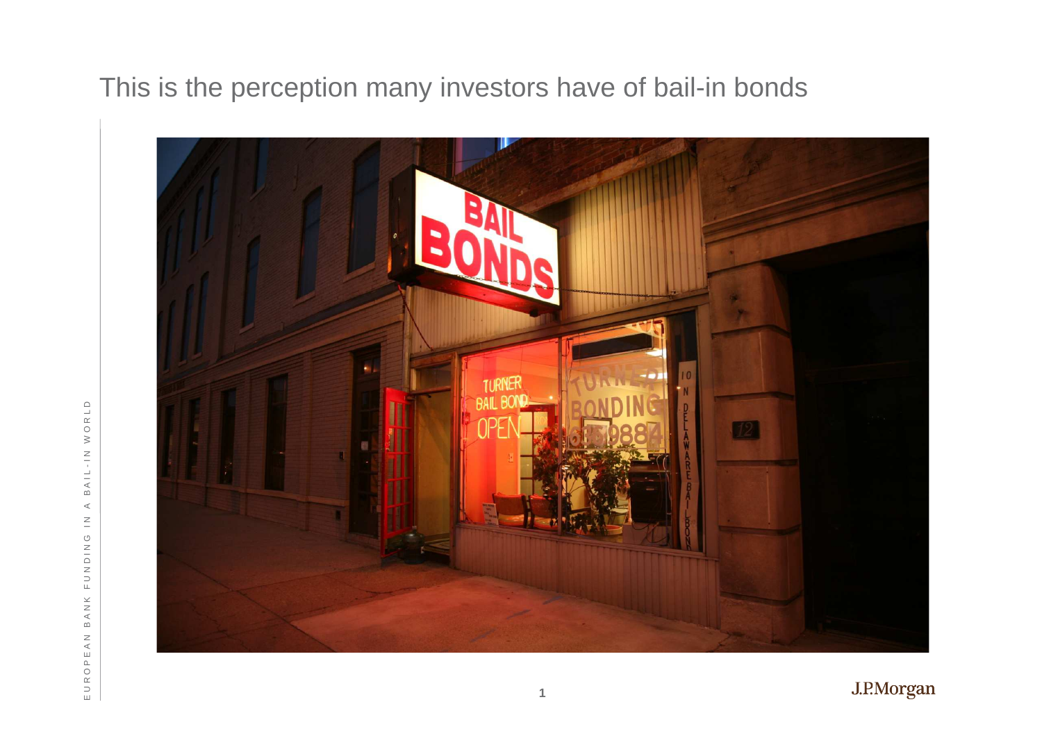# This is the perception many investors have of bail-in bonds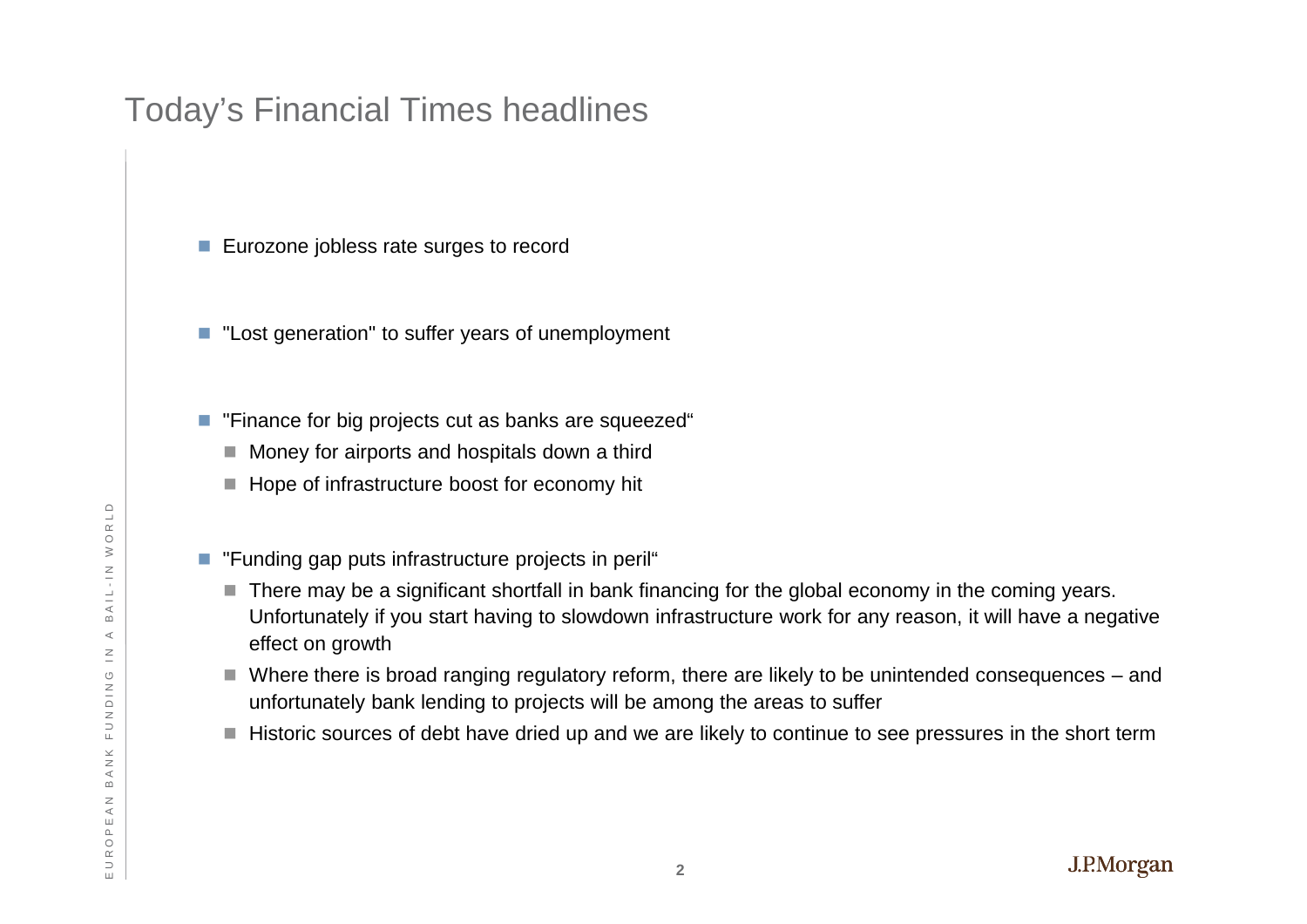# Today's Financial Times headlines

- Eurozone jobless rate surges to record
- "Lost generation" to suffer years of unemployment
- "Finance for big projects cut as banks are squeezed"
  - Money for airports and hospitals down a third
  - Hope of infrastructure boost for economy hit
- "Funding gap puts infrastructure projects in peril"
  - There may be a significant shortfall in bank financing for the global economy in the coming years. Unfortunately if you start having to slowdown infrastructure work for any reason, it will have a negative effect on growth
  - Where there is broad ranging regulatory reform, there are likely to be unintended consequences – and unfortunately bank lending to projects will be among the areas to suffer
  - Historic sources of debt have dried up and we are likely to continue to see pressures in the short term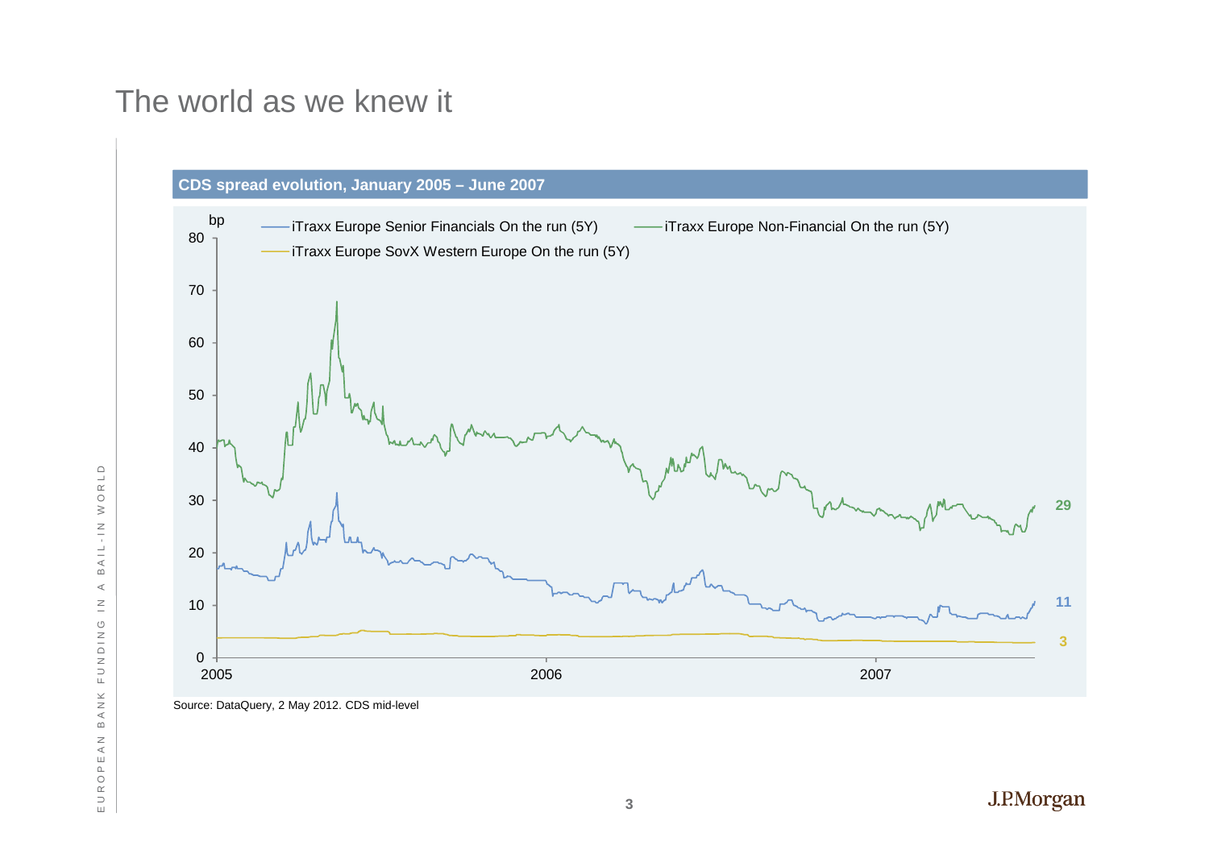# The world as we knew it

**CDS spread evolution, January 2005 – June 2007**

bp

- iTraxx Europe Senior Financials On the run (5Y)
- iTraxx Europe Non-Financial On the run (5Y)
- iTraxx Europe SovX Western Europe On the run (5Y)

80, 70, 60, 50, 40, 30, 20, 10, 0

2005, 2006, 2007

29

11

3

Source: DataQuery, 2 May 2012. CDS mid-level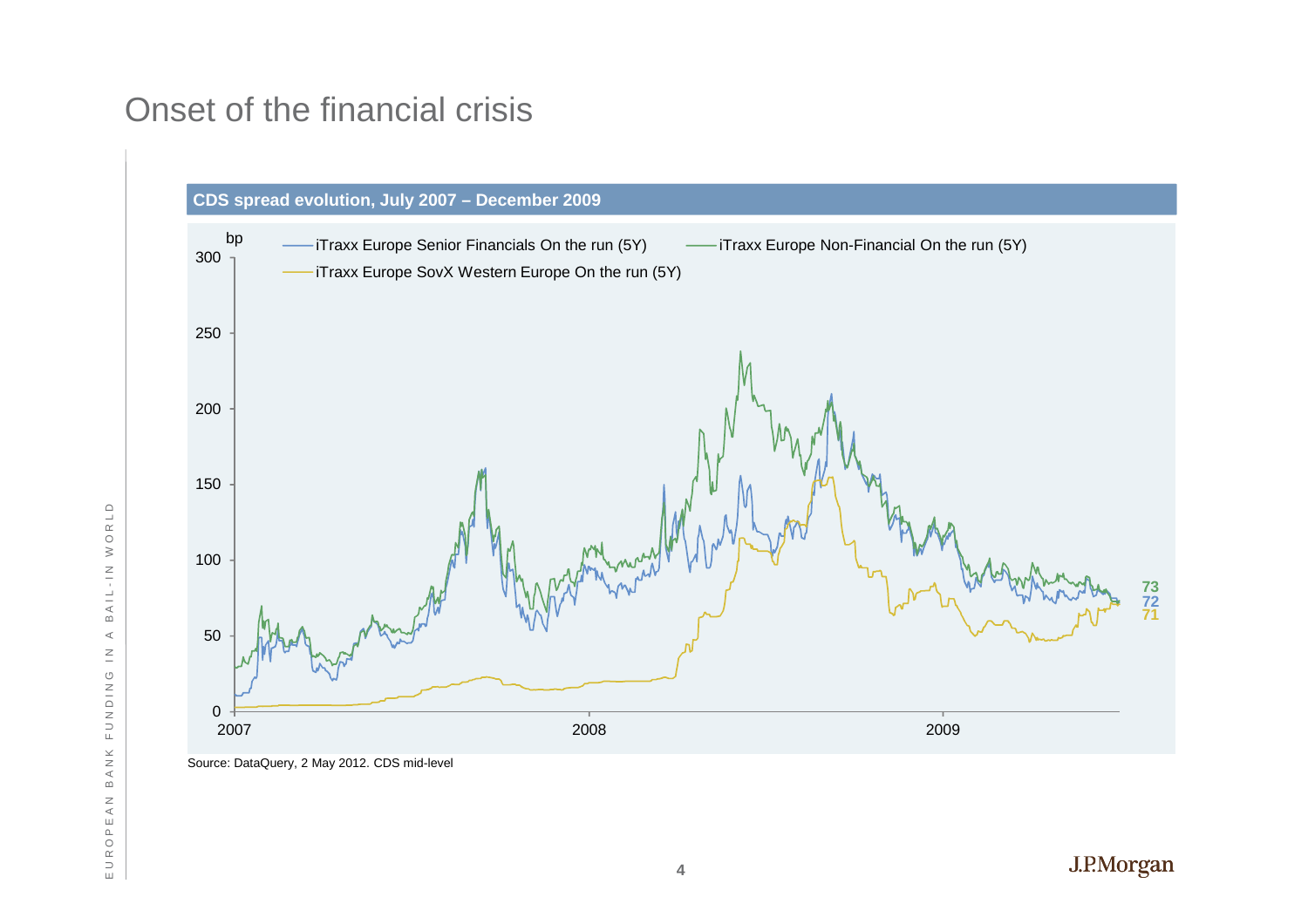# Onset of the financial crisis

**CDS spread evolution, July 2007 – December 2009**

Source: DataQuery, 2 May 2012. CDS mid-level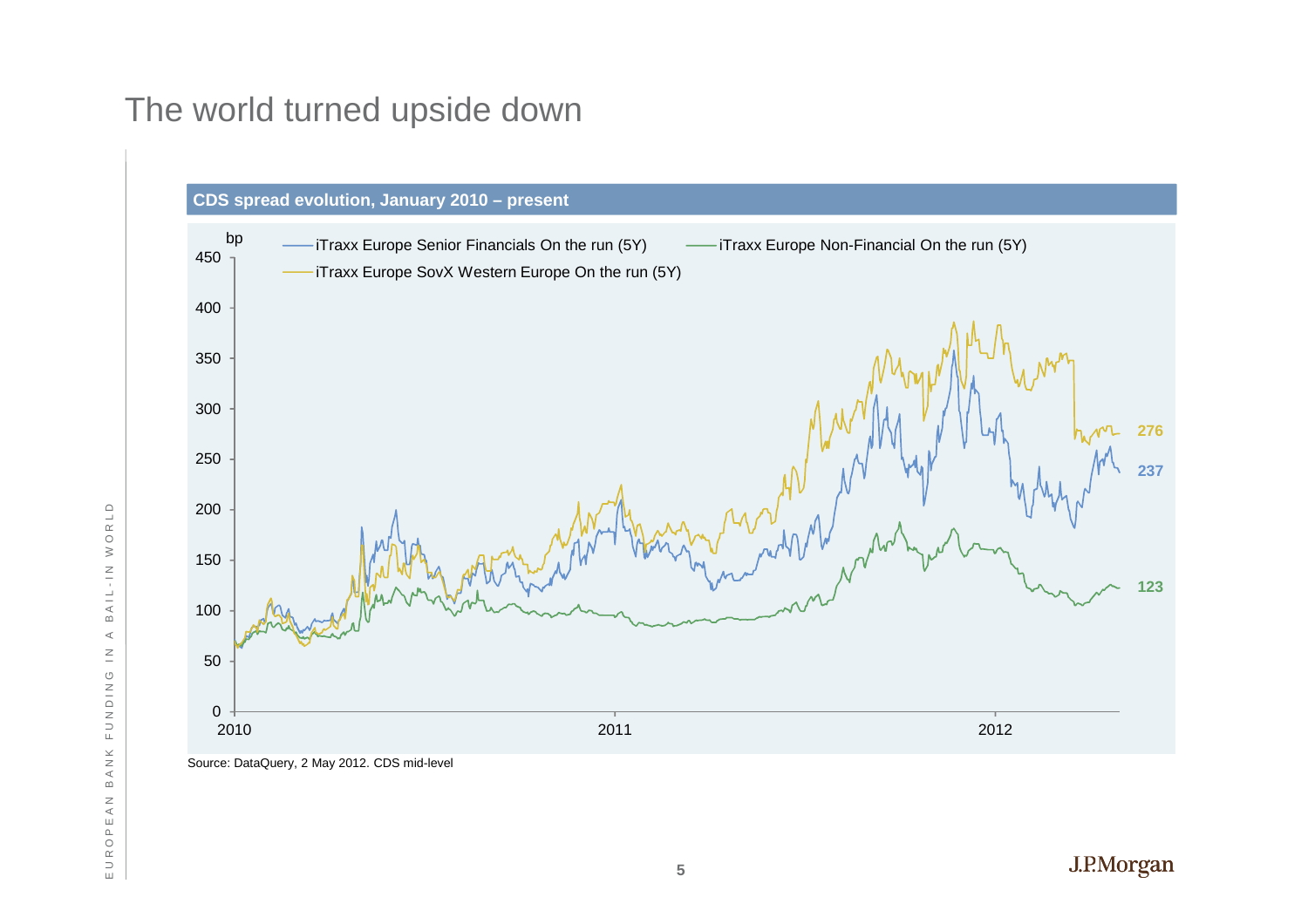# The world turned upside down

**CDS spread evolution, January 2010 – present**

bp

- iTraxx Europe Senior Financials On the run (5Y)
- iTraxx Europe Non-Financial On the run (5Y)
- iTraxx Europe SovX Western Europe On the run (5Y)

276

237

123

Source: DataQuery, 2 May 2012. CDS mid-level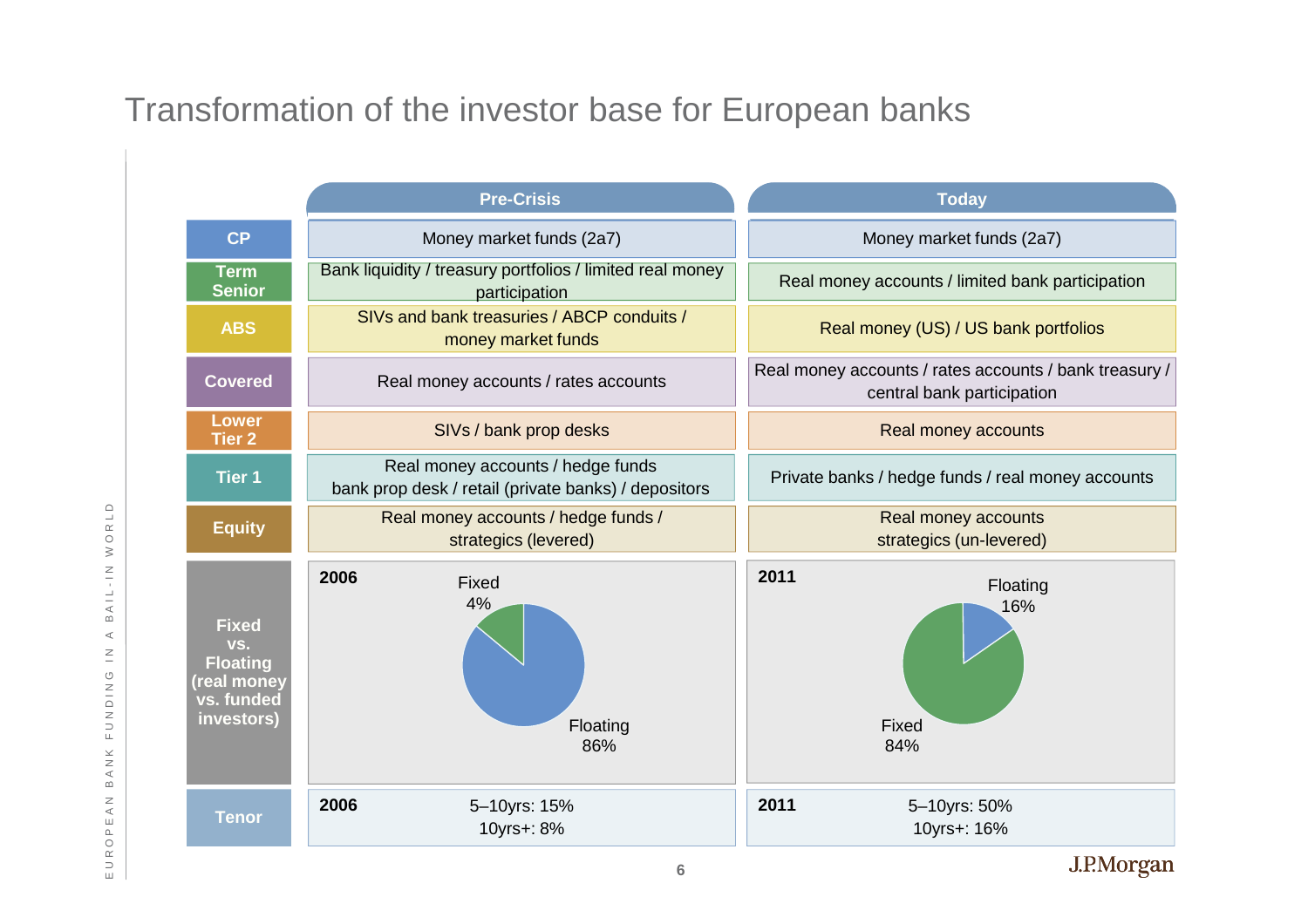# Transformation of the investor base for European banks

| | Pre-Crisis | Today |
|---|---|---|
| **CP** | Money market funds (2a7) | Money market funds (2a7) |
| **Term Senior** | Bank liquidity / treasury portfolios / limited real money participation | Real money accounts / limited bank participation |
| **ABS** | SIVs and bank treasuries / ABCP conduits / money market funds | Real money (US) / US bank portfolios |
| **Covered** | Real money accounts / rates accounts | Real money accounts / rates accounts / bank treasury / central bank participation |
| **Lower Tier 2** | SIVs / bank prop desks | Real money accounts |
| **Tier 1** | Real money accounts / hedge funds bank prop desk / retail (private banks) / depositors | Private banks / hedge funds / real money accounts |
| **Equity** | Real money accounts / hedge funds / strategics (levered) | Real money accounts strategics (un-levered) |
| **Fixed vs. Floating (real money vs. funded investors)** | **2006** Fixed 4%, Floating 86% | **2011** Floating 16%, Fixed 84% |
| **Tenor** | **2006** 5–10yrs: 15%, 10yrs+: 8% | **2011** 5–10yrs: 50%, 10yrs+: 16% |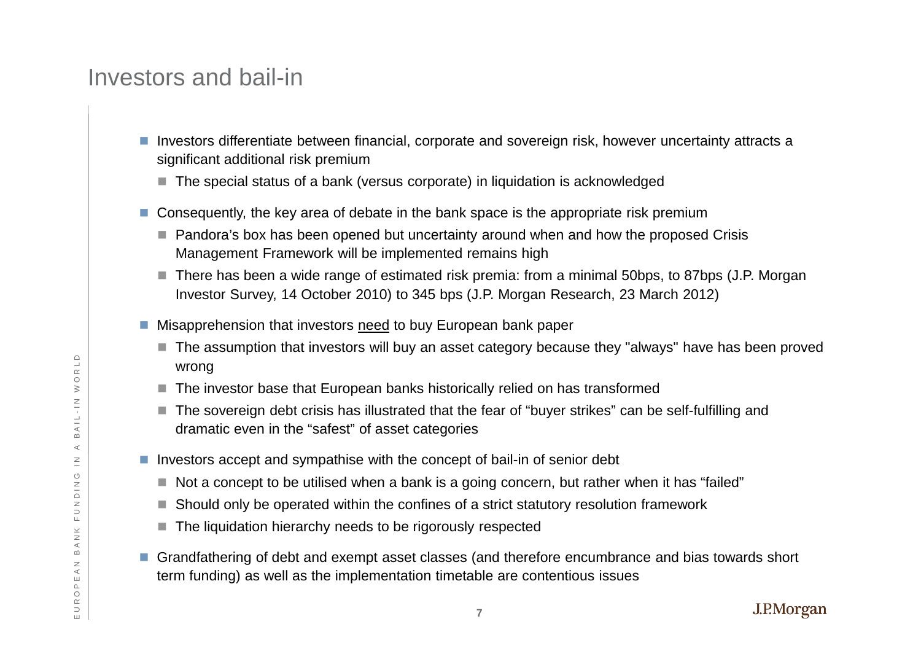# Investors and bail-in

- Investors differentiate between financial, corporate and sovereign risk, however uncertainty attracts a significant additional risk premium
  - The special status of a bank (versus corporate) in liquidation is acknowledged
- Consequently, the key area of debate in the bank space is the appropriate risk premium
  - Pandora's box has been opened but uncertainty around when and how the proposed Crisis Management Framework will be implemented remains high
  - There has been a wide range of estimated risk premia: from a minimal 50bps, to 87bps (J.P. Morgan Investor Survey, 14 October 2010) to 345 bps (J.P. Morgan Research, 23 March 2012)
- Misapprehension that investors <u>need</u> to buy European bank paper
  - The assumption that investors will buy an asset category because they "always" have has been proved wrong
  - The investor base that European banks historically relied on has transformed
  - The sovereign debt crisis has illustrated that the fear of "buyer strikes" can be self-fulfilling and dramatic even in the "safest" of asset categories
- Investors accept and sympathise with the concept of bail-in of senior debt
  - Not a concept to be utilised when a bank is a going concern, but rather when it has "failed"
  - Should only be operated within the confines of a strict statutory resolution framework
  - The liquidation hierarchy needs to be rigorously respected
- Grandfathering of debt and exempt asset classes (and therefore encumbrance and bias towards short term funding) as well as the implementation timetable are contentious issues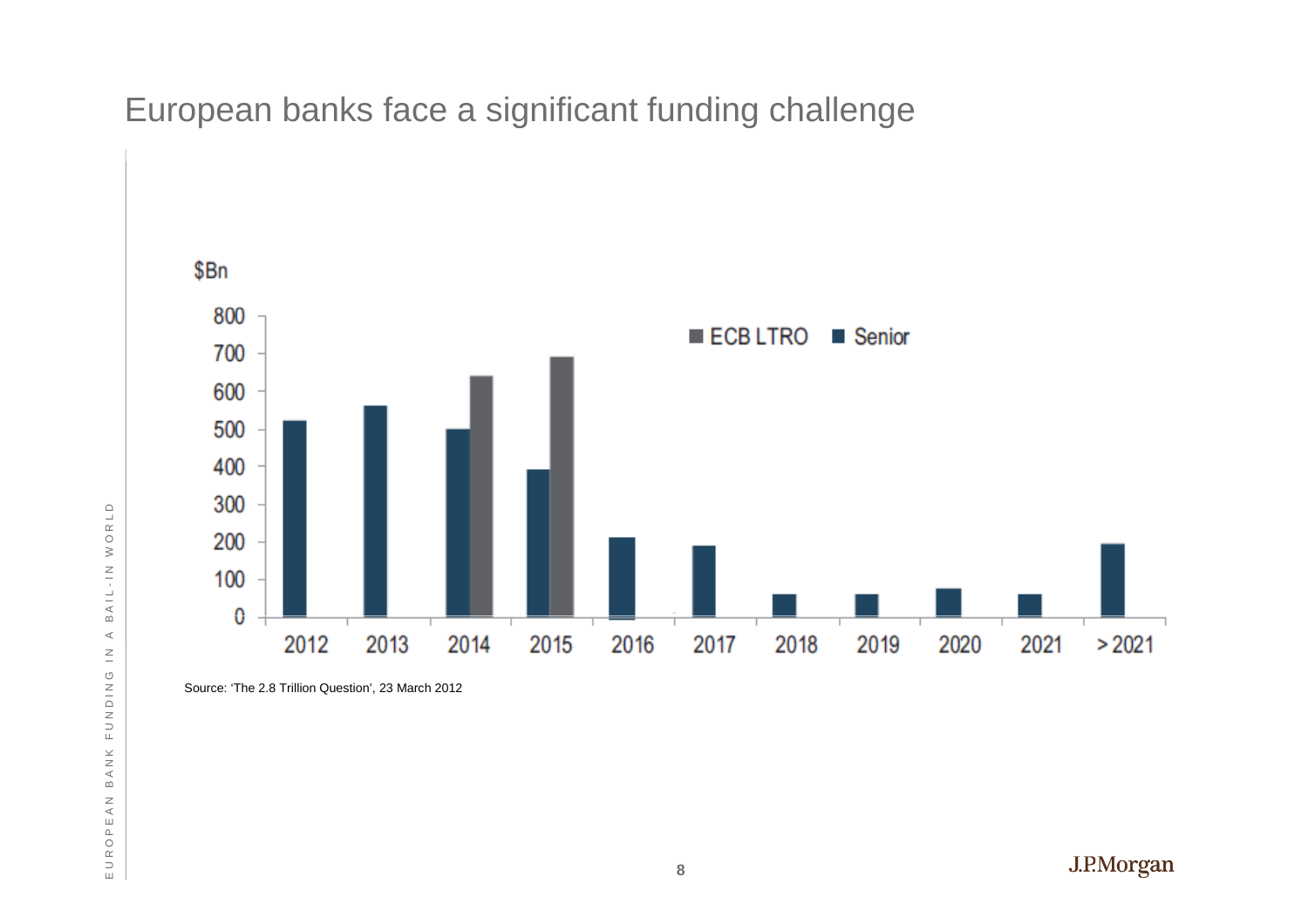# European banks face a significant funding challenge

$Bn

800
700
600
500
400
300
200
100
0

ECB LTRO
Senior

2012
2013
2014
2015
2016
2017
2018
2019
2020
2021
> 2021

Source: 'The 2.8 Trillion Question', 23 March 2012